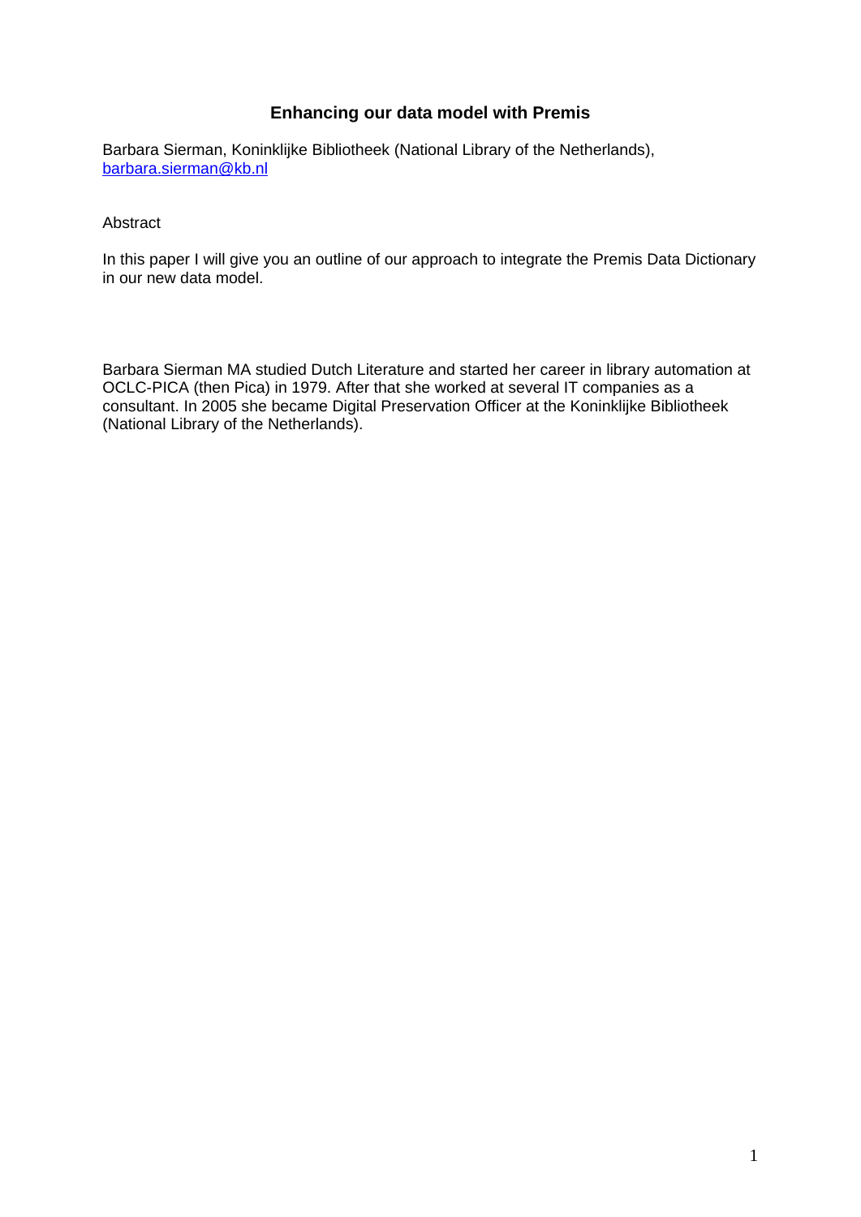# Enhancing our data model with Premis

Barbara Sierman, Koninklijke Bibliotheek (National Library of the Netherlands), barbara.sierman@kb.nl

Abstract

In this paper I will give you an outline of our approach to integrate the Premis Data Dictionary in our new data model.

Barbara Sierman MA studied Dutch Literature and started her career in library automation at OCLC-PICA (then Pica) in 1979. After that she worked at several IT companies as a consultant. In 2005 she became Digital Preservation Officer at the Koninklijke Bibliotheek (National Library of the Netherlands).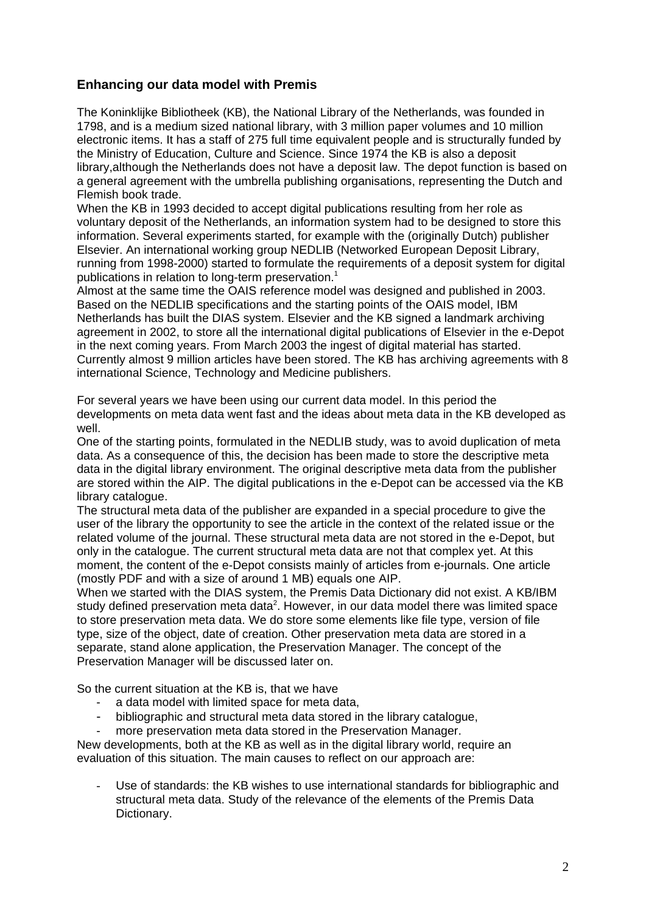## Enhancing our data model with Premis

The Koninklijke Bibliotheek (KB), the National Library of the Netherlands, was founded in 1798, and is a medium sized national library, with 3 million paper volumes and 10 million electronic items. It has a staff of 275 full time equivalent people and is structurally funded by the Ministry of Education, Culture and Science. Since 1974 the KB is also a deposit library,although the Netherlands does not have a deposit law. The depot function is based on a general agreement with the umbrella publishing organisations, representing the Dutch and Flemish book trade.

When the KB in 1993 decided to accept digital publications resulting from her role as voluntary deposit of the Netherlands, an information system had to be designed to store this information. Several experiments started, for example with the (originally Dutch) publisher Elsevier. An international working group NEDLIB (Networked European Deposit Library, running from 1998-2000) started to formulate the requirements of a deposit system for digital publications in relation to long-term preservation.[1]

Almost at the same time the OAIS reference model was designed and published in 2003. Based on the NEDLIB specifications and the starting points of the OAIS model, IBM Netherlands has built the DIAS system. Elsevier and the KB signed a landmark archiving agreement in 2002, to store all the international digital publications of Elsevier in the e-Depot in the next coming years. From March 2003 the ingest of digital material has started. Currently almost 9 million articles have been stored. The KB has archiving agreements with 8 international Science, Technology and Medicine publishers.

For several years we have been using our current data model. In this period the developments on meta data went fast and the ideas about meta data in the KB developed as well.

One of the starting points, formulated in the NEDLIB study, was to avoid duplication of meta data. As a consequence of this, the decision has been made to store the descriptive meta data in the digital library environment. The original descriptive meta data from the publisher are stored within the AIP. The digital publications in the e-Depot can be accessed via the KB library catalogue.

The structural meta data of the publisher are expanded in a special procedure to give the user of the library the opportunity to see the article in the context of the related issue or the related volume of the journal. These structural meta data are not stored in the e-Depot, but only in the catalogue. The current structural meta data are not that complex yet. At this moment, the content of the e-Depot consists mainly of articles from e-journals. One article (mostly PDF and with a size of around 1 MB) equals one AIP.

When we started with the DIAS system, the Premis Data Dictionary did not exist. A KB/IBM study defined preservation meta data[2]. However, in our data model there was limited space to store preservation meta data. We do store some elements like file type, version of file type, size of the object, date of creation. Other preservation meta data are stored in a separate, stand alone application, the Preservation Manager. The concept of the Preservation Manager will be discussed later on.

So the current situation at the KB is, that we have

- a data model with limited space for meta data,
- bibliographic and structural meta data stored in the library catalogue,
- more preservation meta data stored in the Preservation Manager.

New developments, both at the KB as well as in the digital library world, require an evaluation of this situation. The main causes to reflect on our approach are:

- Use of standards: the KB wishes to use international standards for bibliographic and structural meta data. Study of the relevance of the elements of the Premis Data Dictionary.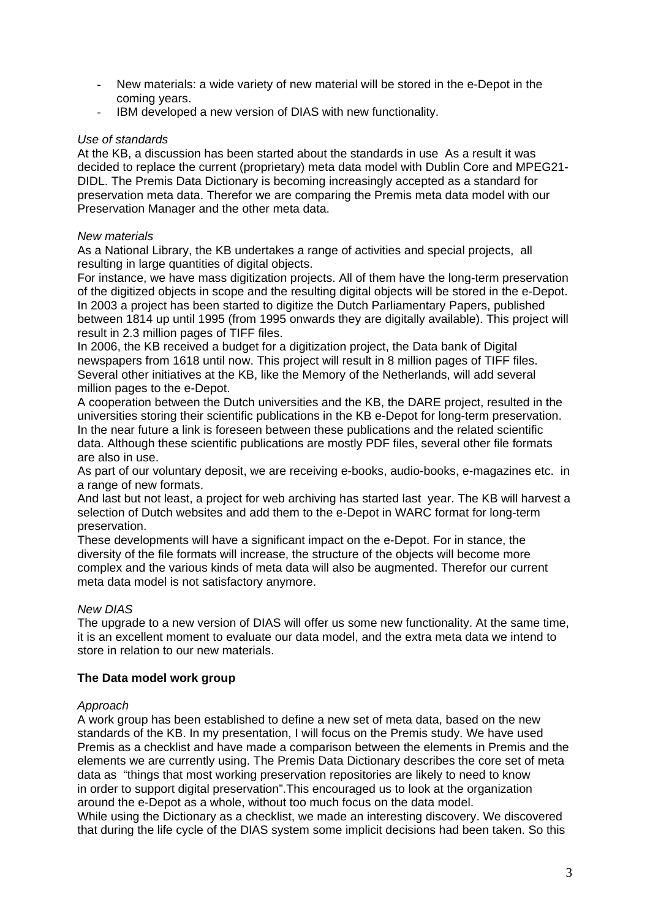- New materials: a wide variety of new material will be stored in the e-Depot in the coming years.
- IBM developed a new version of DIAS with new functionality.

*Use of standards*

At the KB, a discussion has been started about the standards in use As a result it was decided to replace the current (proprietary) meta data model with Dublin Core and MPEG21-DIDL. The Premis Data Dictionary is becoming increasingly accepted as a standard for preservation meta data. Therefor we are comparing the Premis meta data model with our Preservation Manager and the other meta data.

*New materials*

As a National Library, the KB undertakes a range of activities and special projects, all resulting in large quantities of digital objects.
For instance, we have mass digitization projects. All of them have the long-term preservation of the digitized objects in scope and the resulting digital objects will be stored in the e-Depot. In 2003 a project has been started to digitize the Dutch Parliamentary Papers, published between 1814 up until 1995 (from 1995 onwards they are digitally available). This project will result in 2.3 million pages of TIFF files.
In 2006, the KB received a budget for a digitization project, the Data bank of Digital newspapers from 1618 until now. This project will result in 8 million pages of TIFF files. Several other initiatives at the KB, like the Memory of the Netherlands, will add several million pages to the e-Depot.
A cooperation between the Dutch universities and the KB, the DARE project, resulted in the universities storing their scientific publications in the KB e-Depot for long-term preservation. In the near future a link is foreseen between these publications and the related scientific data. Although these scientific publications are mostly PDF files, several other file formats are also in use.
As part of our voluntary deposit, we are receiving e-books, audio-books, e-magazines etc. in a range of new formats.
And last but not least, a project for web archiving has started last year. The KB will harvest a selection of Dutch websites and add them to the e-Depot in WARC format for long-term preservation.
These developments will have a significant impact on the e-Depot. For in stance, the diversity of the file formats will increase, the structure of the objects will become more complex and the various kinds of meta data will also be augmented. Therefor our current meta data model is not satisfactory anymore.

*New DIAS*

The upgrade to a new version of DIAS will offer us some new functionality. At the same time, it is an excellent moment to evaluate our data model, and the extra meta data we intend to store in relation to our new materials.

**The Data model work group**

*Approach*

A work group has been established to define a new set of meta data, based on the new standards of the KB. In my presentation, I will focus on the Premis study. We have used Premis as a checklist and have made a comparison between the elements in Premis and the elements we are currently using. The Premis Data Dictionary describes the core set of meta data as "things that most working preservation repositories are likely to need to know in order to support digital preservation".This encouraged us to look at the organization around the e-Depot as a whole, without too much focus on the data model.
While using the Dictionary as a checklist, we made an interesting discovery. We discovered that during the life cycle of the DIAS system some implicit decisions had been taken. So this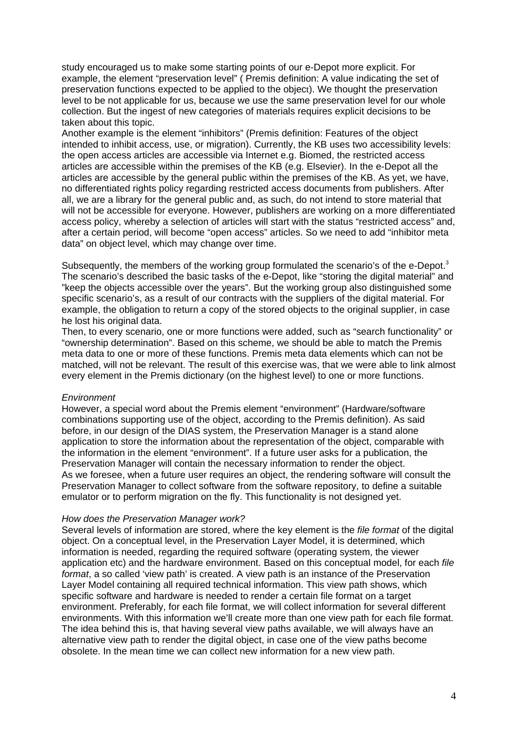study encouraged us to make some starting points of our e-Depot more explicit. For example, the element "preservation level" ( Premis definition: A value indicating the set of preservation functions expected to be applied to the object). We thought the preservation level to be not applicable for us, because we use the same preservation level for our whole collection. But the ingest of new categories of materials requires explicit decisions to be taken about this topic.

Another example is the element "inhibitors" (Premis definition: Features of the object intended to inhibit access, use, or migration). Currently, the KB uses two accessibility levels: the open access articles are accessible via Internet e.g. Biomed, the restricted access articles are accessible within the premises of the KB (e.g. Elsevier). In the e-Depot all the articles are accessible by the general public within the premises of the KB. As yet, we have, no differentiated rights policy regarding restricted access documents from publishers. After all, we are a library for the general public and, as such, do not intend to store material that will not be accessible for everyone. However, publishers are working on a more differentiated access policy, whereby a selection of articles will start with the status "restricted access" and, after a certain period, will become "open access" articles. So we need to add "inhibitor meta data" on object level, which may change over time.

Subsequently, the members of the working group formulated the scenario's of the e-Depot.[3] The scenario's described the basic tasks of the e-Depot, like "storing the digital material" and "keep the objects accessible over the years". But the working group also distinguished some specific scenario's, as a result of our contracts with the suppliers of the digital material. For example, the obligation to return a copy of the stored objects to the original supplier, in case he lost his original data.

Then, to every scenario, one or more functions were added, such as "search functionality" or "ownership determination". Based on this scheme, we should be able to match the Premis meta data to one or more of these functions. Premis meta data elements which can not be matched, will not be relevant. The result of this exercise was, that we were able to link almost every element in the Premis dictionary (on the highest level) to one or more functions.

*Environment*

However, a special word about the Premis element "environment" (Hardware/software combinations supporting use of the object, according to the Premis definition). As said before, in our design of the DIAS system, the Preservation Manager is a stand alone application to store the information about the representation of the object, comparable with the information in the element "environment". If a future user asks for a publication, the Preservation Manager will contain the necessary information to render the object.

As we foresee, when a future user requires an object, the rendering software will consult the Preservation Manager to collect software from the software repository, to define a suitable emulator or to perform migration on the fly. This functionality is not designed yet.

*How does the Preservation Manager work?*

Several levels of information are stored, where the key element is the *file format* of the digital object. On a conceptual level, in the Preservation Layer Model, it is determined, which information is needed, regarding the required software (operating system, the viewer application etc) and the hardware environment. Based on this conceptual model, for each *file format*, a so called 'view path' is created. A view path is an instance of the Preservation Layer Model containing all required technical information. This view path shows, which specific software and hardware is needed to render a certain file format on a target environment. Preferably, for each file format, we will collect information for several different environments. With this information we'll create more than one view path for each file format. The idea behind this is, that having several view paths available, we will always have an alternative view path to render the digital object, in case one of the view paths become obsolete. In the mean time we can collect new information for a new view path.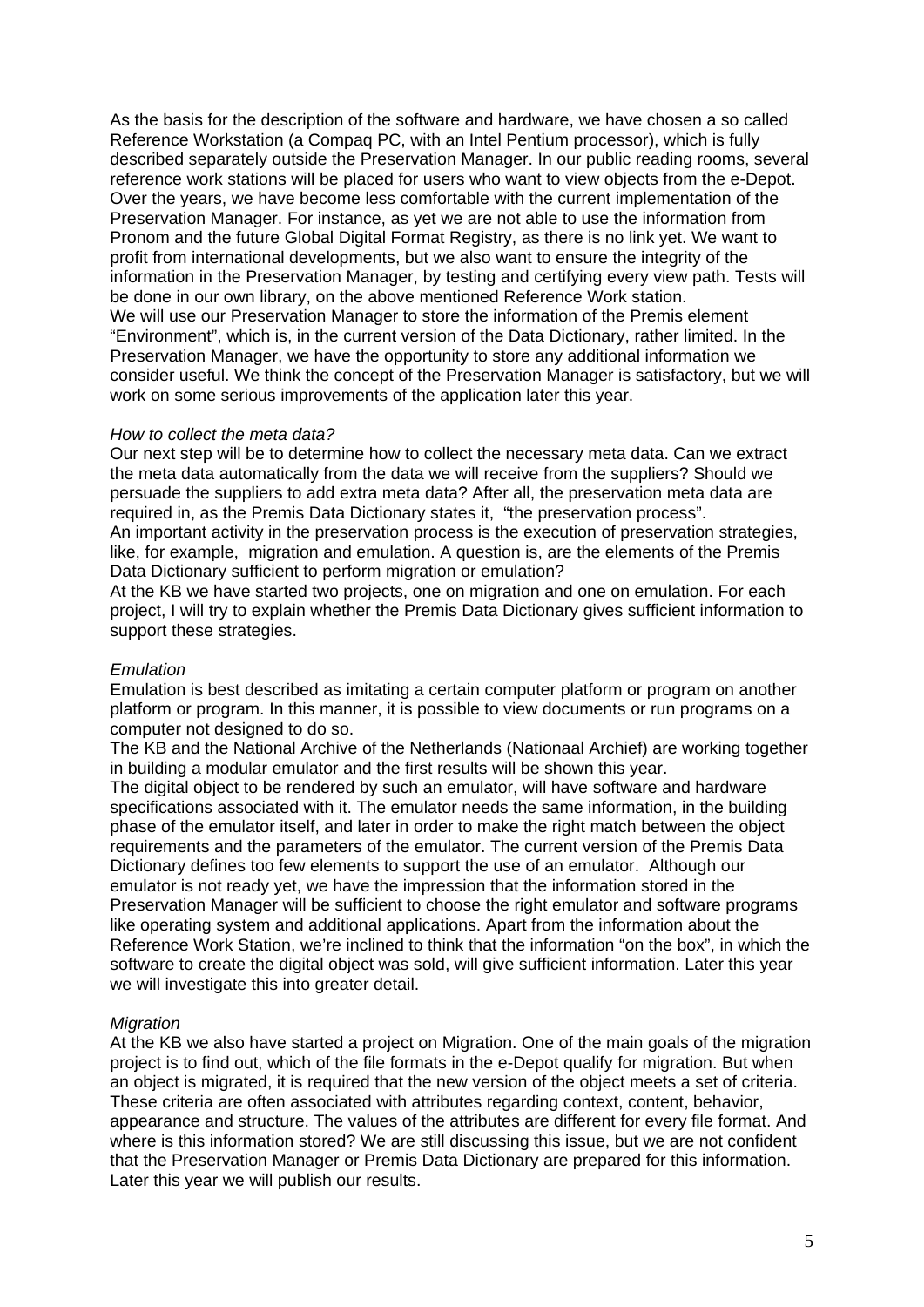As the basis for the description of the software and hardware, we have chosen a so called Reference Workstation (a Compaq PC, with an Intel Pentium processor), which is fully described separately outside the Preservation Manager. In our public reading rooms, several reference work stations will be placed for users who want to view objects from the e-Depot. Over the years, we have become less comfortable with the current implementation of the Preservation Manager. For instance, as yet we are not able to use the information from Pronom and the future Global Digital Format Registry, as there is no link yet. We want to profit from international developments, but we also want to ensure the integrity of the information in the Preservation Manager, by testing and certifying every view path. Tests will be done in our own library, on the above mentioned Reference Work station.
We will use our Preservation Manager to store the information of the Premis element "Environment", which is, in the current version of the Data Dictionary, rather limited. In the Preservation Manager, we have the opportunity to store any additional information we consider useful. We think the concept of the Preservation Manager is satisfactory, but we will work on some serious improvements of the application later this year.

*How to collect the meta data?*

Our next step will be to determine how to collect the necessary meta data. Can we extract the meta data automatically from the data we will receive from the suppliers? Should we persuade the suppliers to add extra meta data? After all, the preservation meta data are required in, as the Premis Data Dictionary states it, "the preservation process".
An important activity in the preservation process is the execution of preservation strategies, like, for example, migration and emulation. A question is, are the elements of the Premis Data Dictionary sufficient to perform migration or emulation?
At the KB we have started two projects, one on migration and one on emulation. For each project, I will try to explain whether the Premis Data Dictionary gives sufficient information to support these strategies.

*Emulation*

Emulation is best described as imitating a certain computer platform or program on another platform or program. In this manner, it is possible to view documents or run programs on a computer not designed to do so.
The KB and the National Archive of the Netherlands (Nationaal Archief) are working together in building a modular emulator and the first results will be shown this year.
The digital object to be rendered by such an emulator, will have software and hardware specifications associated with it. The emulator needs the same information, in the building phase of the emulator itself, and later in order to make the right match between the object requirements and the parameters of the emulator. The current version of the Premis Data Dictionary defines too few elements to support the use of an emulator. Although our emulator is not ready yet, we have the impression that the information stored in the Preservation Manager will be sufficient to choose the right emulator and software programs like operating system and additional applications. Apart from the information about the Reference Work Station, we're inclined to think that the information "on the box", in which the software to create the digital object was sold, will give sufficient information. Later this year we will investigate this into greater detail.

*Migration*

At the KB we also have started a project on Migration. One of the main goals of the migration project is to find out, which of the file formats in the e-Depot qualify for migration. But when an object is migrated, it is required that the new version of the object meets a set of criteria. These criteria are often associated with attributes regarding context, content, behavior, appearance and structure. The values of the attributes are different for every file format. And where is this information stored? We are still discussing this issue, but we are not confident that the Preservation Manager or Premis Data Dictionary are prepared for this information. Later this year we will publish our results.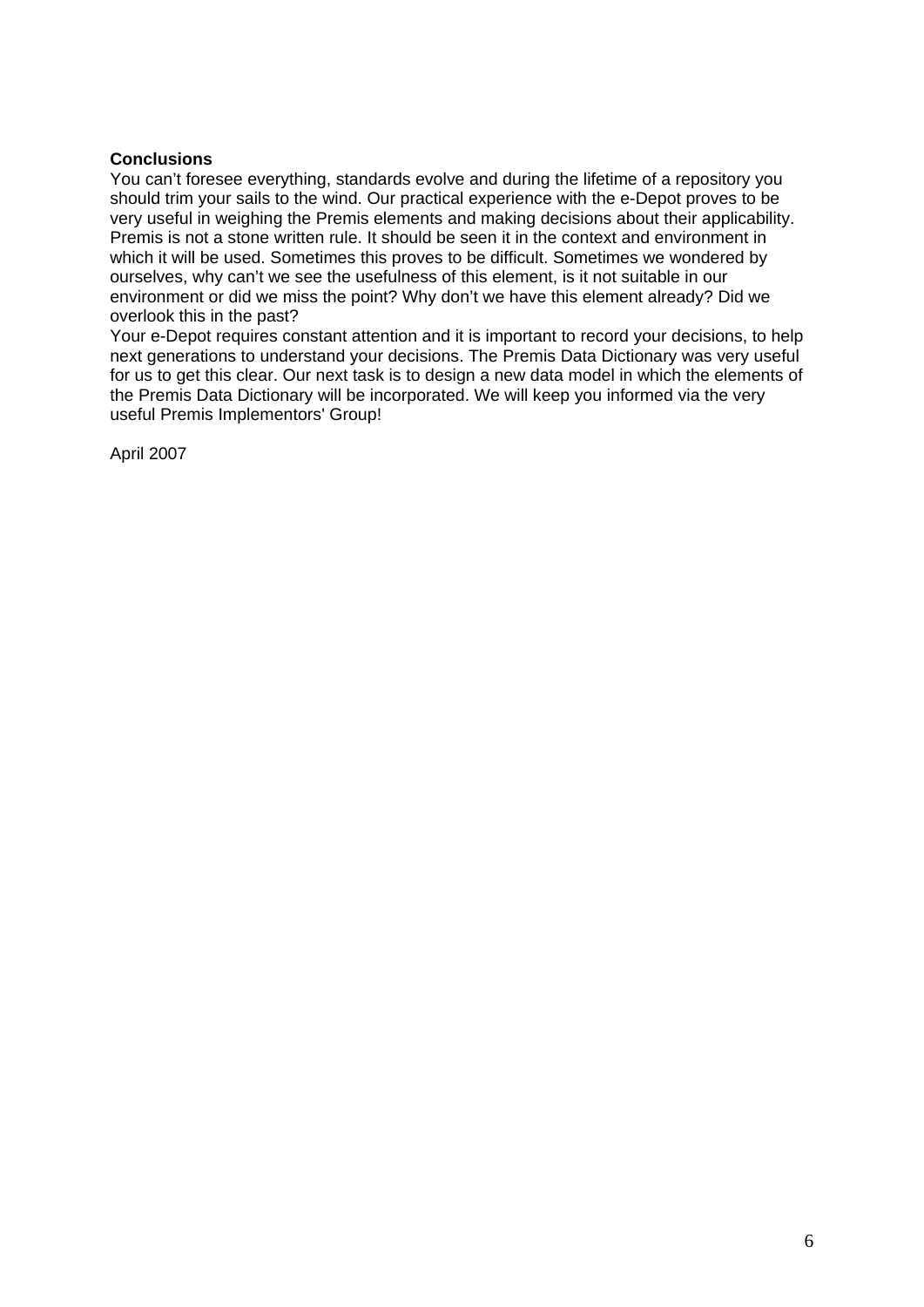**Conclusions**

You can't foresee everything, standards evolve and during the lifetime of a repository you should trim your sails to the wind. Our practical experience with the e-Depot proves to be very useful in weighing the Premis elements and making decisions about their applicability. Premis is not a stone written rule. It should be seen it in the context and environment in which it will be used. Sometimes this proves to be difficult. Sometimes we wondered by ourselves, why can't we see the usefulness of this element, is it not suitable in our environment or did we miss the point? Why don't we have this element already? Did we overlook this in the past?

Your e-Depot requires constant attention and it is important to record your decisions, to help next generations to understand your decisions. The Premis Data Dictionary was very useful for us to get this clear. Our next task is to design a new data model in which the elements of the Premis Data Dictionary will be incorporated. We will keep you informed via the very useful Premis Implementors' Group!

April 2007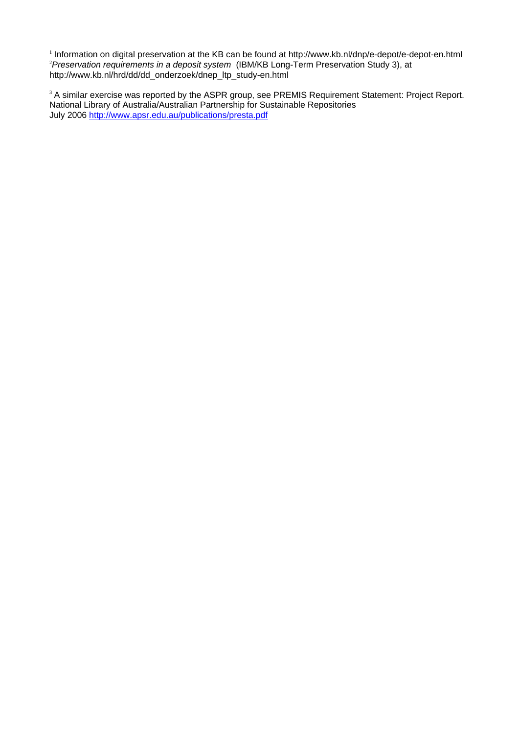[1] Information on digital preservation at the KB can be found at http://www.kb.nl/dnp/e-depot/e-depot-en.html

[2]*Preservation requirements in a deposit system* (IBM/KB Long-Term Preservation Study 3), at http://www.kb.nl/hrd/dd/dd_onderzoek/dnep_ltp_study-en.html

[3] A similar exercise was reported by the ASPR group, see PREMIS Requirement Statement: Project Report. National Library of Australia/Australian Partnership for Sustainable Repositories July 2006 http://www.apsr.edu.au/publications/presta.pdf